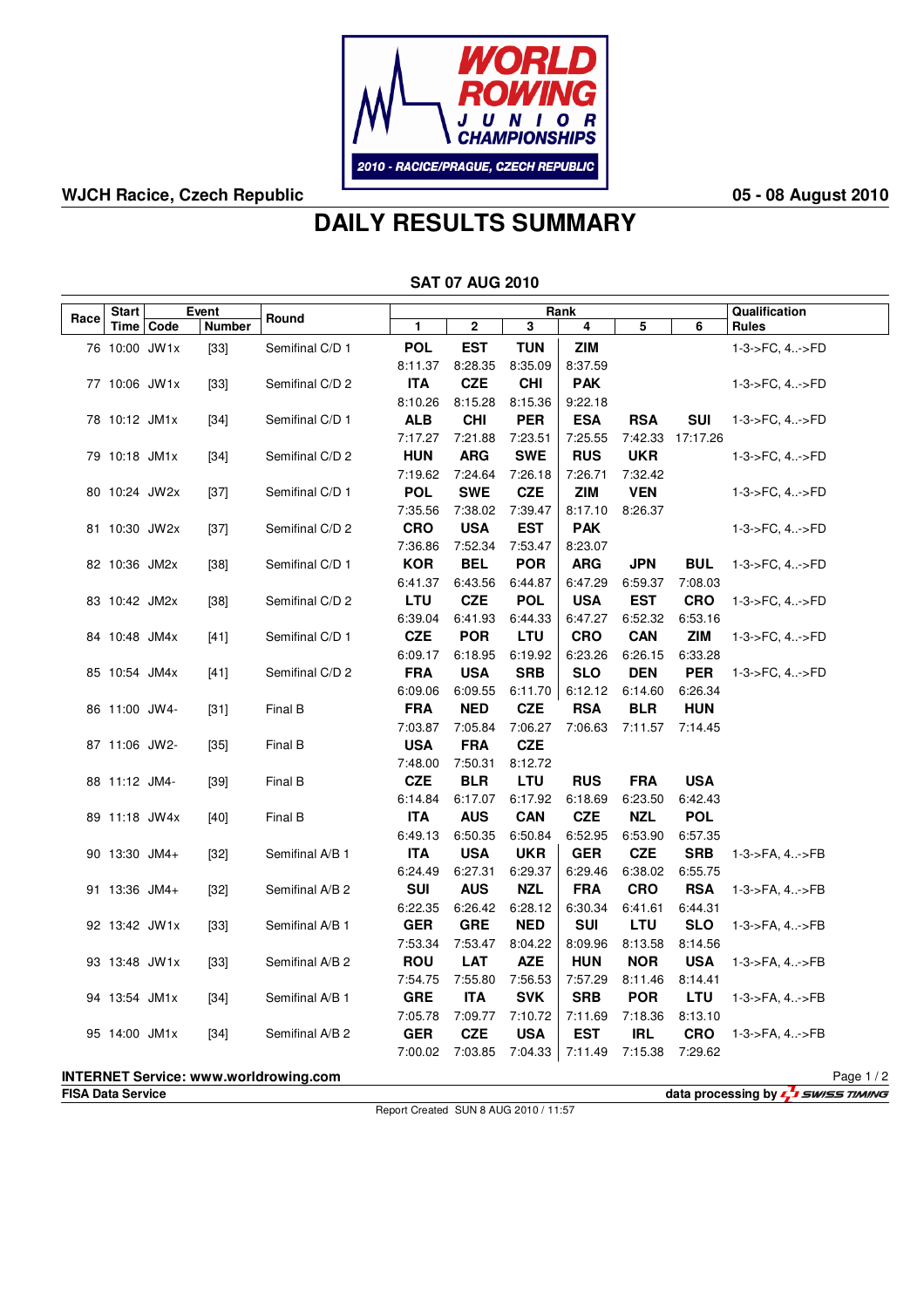WJCH Racice, Czech Republic

05 - 08 August 2010

# DAILY RESULTS SUMMARY

## SAT 07 AUG 2010

| Race | Start Time | Event Code | Event Number | Round | Rank 1 | 2 | 3 | 4 | 5 | 6 | Qualification Rules |
|---|---|---|---|---|---|---|---|---|---|---|---|
| 76 | 10:00 | JW1x | [33] | Semifinal C/D 1 | POL 8:11.37 | EST 8:28.35 | TUN 8:35.09 | ZIM 8:37.59 | | | 1-3->FC, 4..->FD |
| 77 | 10:06 | JW1x | [33] | Semifinal C/D 2 | ITA 8:10.26 | CZE 8:15.28 | CHI 8:15.36 | PAK 9:22.18 | | | 1-3->FC, 4..->FD |
| 78 | 10:12 | JM1x | [34] | Semifinal C/D 1 | ALB 7:17.27 | CHI 7:21.88 | PER 7:23.51 | ESA 7:25.55 | RSA 7:42.33 | SUI 17:17.26 | 1-3->FC, 4..->FD |
| 79 | 10:18 | JM1x | [34] | Semifinal C/D 2 | HUN 7:19.62 | ARG 7:24.64 | SWE 7:26.18 | RUS 7:26.71 | UKR 7:32.42 | | 1-3->FC, 4..->FD |
| 80 | 10:24 | JW2x | [37] | Semifinal C/D 1 | POL 7:35.56 | SWE 7:38.02 | CZE 7:39.47 | ZIM 8:17.10 | VEN 8:26.37 | | 1-3->FC, 4..->FD |
| 81 | 10:30 | JW2x | [37] | Semifinal C/D 2 | CRO 7:36.86 | USA 7:52.34 | EST 7:53.47 | PAK 8:23.07 | | | 1-3->FC, 4..->FD |
| 82 | 10:36 | JM2x | [38] | Semifinal C/D 1 | KOR 6:41.37 | BEL 6:43.56 | POR 6:44.87 | ARG 6:47.29 | JPN 6:59.37 | BUL 7:08.03 | 1-3->FC, 4..->FD |
| 83 | 10:42 | JM2x | [38] | Semifinal C/D 2 | LTU 6:39.04 | CZE 6:41.93 | POL 6:44.33 | USA 6:47.27 | EST 6:52.32 | CRO 6:53.16 | 1-3->FC, 4..->FD |
| 84 | 10:48 | JM4x | [41] | Semifinal C/D 1 | CZE 6:09.17 | POR 6:18.95 | LTU 6:19.92 | CRO 6:23.26 | CAN 6:26.15 | ZIM 6:33.28 | 1-3->FC, 4..->FD |
| 85 | 10:54 | JM4x | [41] | Semifinal C/D 2 | FRA 6:09.06 | USA 6:09.55 | SRB 6:11.70 | SLO 6:12.12 | DEN 6:14.60 | PER 6:26.34 | 1-3->FC, 4..->FD |
| 86 | 11:00 | JW4- | [31] | Final B | FRA 7:03.87 | NED 7:05.84 | CZE 7:06.27 | RSA 7:06.63 | BLR 7:11.57 | HUN 7:14.45 | |
| 87 | 11:06 | JW2- | [35] | Final B | USA 7:48.00 | FRA 7:50.31 | CZE 8:12.72 | | | | |
| 88 | 11:12 | JM4- | [39] | Final B | CZE 6:14.84 | BLR 6:17.07 | LTU 6:17.92 | RUS 6:18.69 | FRA 6:23.50 | USA 6:42.43 | |
| 89 | 11:18 | JW4x | [40] | Final B | ITA 6:49.13 | AUS 6:50.35 | CAN 6:50.84 | CZE 6:52.95 | NZL 6:53.90 | POL 6:57.35 | |
| 90 | 13:30 | JM4+ | [32] | Semifinal A/B 1 | ITA 6:24.49 | USA 6:27.31 | UKR 6:29.37 | GER 6:29.46 | CZE 6:38.02 | SRB 6:55.75 | 1-3->FA, 4..->FB |
| 91 | 13:36 | JM4+ | [32] | Semifinal A/B 2 | SUI 6:22.35 | AUS 6:26.42 | NZL 6:28.12 | FRA 6:30.34 | CRO 6:41.61 | RSA 6:44.31 | 1-3->FA, 4..->FB |
| 92 | 13:42 | JW1x | [33] | Semifinal A/B 1 | GER 7:53.34 | GRE 7:53.47 | NED 8:04.22 | SUI 8:09.96 | LTU 8:13.58 | SLO 8:14.56 | 1-3->FA, 4..->FB |
| 93 | 13:48 | JW1x | [33] | Semifinal A/B 2 | ROU 7:54.75 | LAT 7:55.80 | AZE 7:56.53 | HUN 7:57.29 | NOR 8:11.46 | USA 8:14.41 | 1-3->FA, 4..->FB |
| 94 | 13:54 | JM1x | [34] | Semifinal A/B 1 | GRE 7:05.78 | ITA 7:09.77 | SVK 7:10.72 | SRB 7:11.69 | POR 7:18.36 | LTU 8:13.10 | 1-3->FA, 4..->FB |
| 95 | 14:00 | JM1x | [34] | Semifinal A/B 2 | GER 7:00.02 | CZE 7:03.85 | USA 7:04.33 | EST 7:11.49 | IRL 7:15.38 | CRO 7:29.62 | 1-3->FA, 4..->FB |

INTERNET Service: www.worldrowing.com

FISA Data Service

data processing by SWISS TIMING

Report Created SUN 8 AUG 2010 / 11:57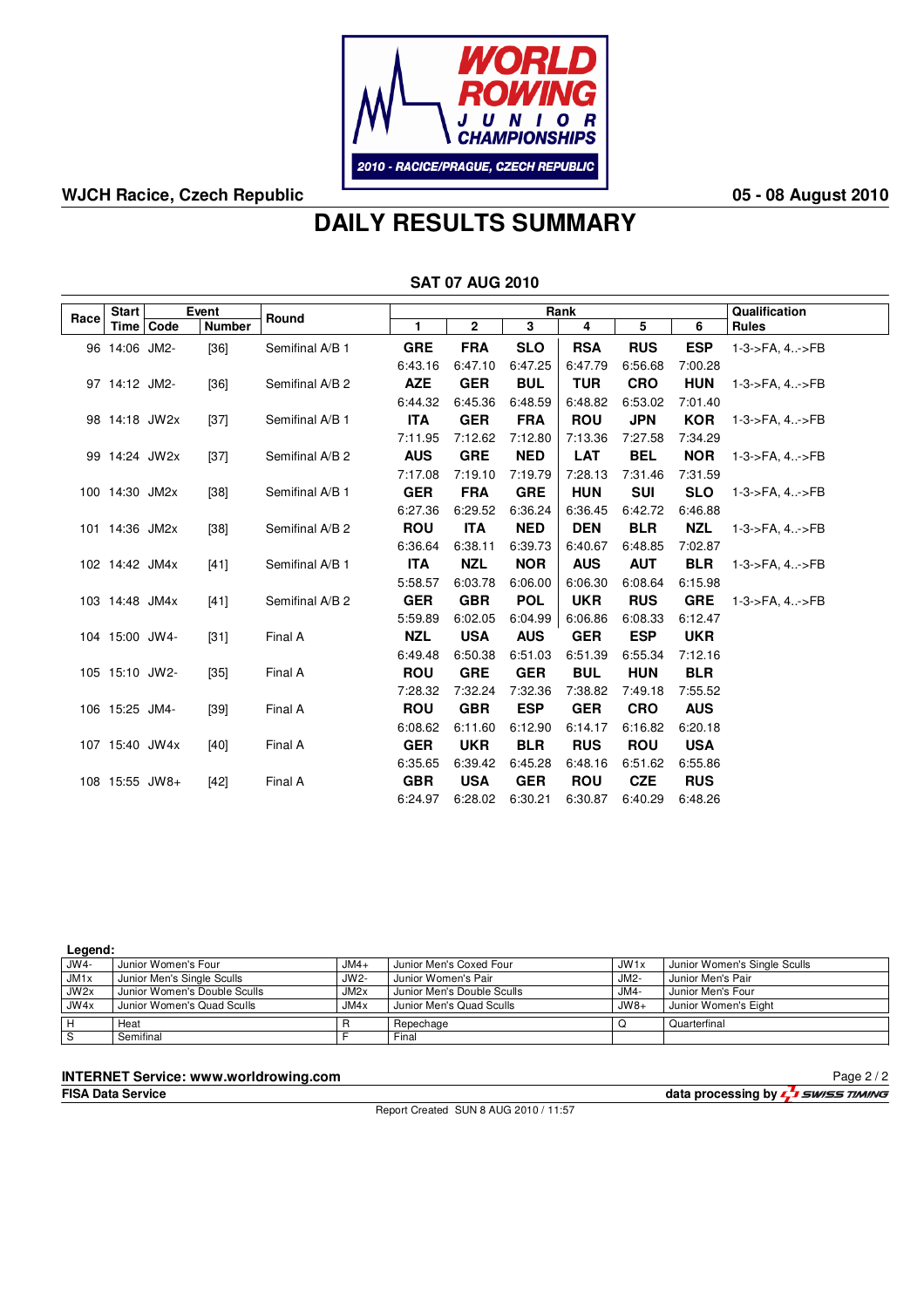**WJCH Racice, Czech Republic** **05 - 08 August 2010**

# DAILY RESULTS SUMMARY

## SAT 07 AUG 2010

| Race | Start Time | Event Code | Event Number | Round | Rank 1 | 2 | 3 | 4 | 5 | 6 | Qualification Rules |
|---|---|---|---|---|---|---|---|---|---|---|---|
| 96 | 14:06 | JM2- | [36] | Semifinal A/B 1 | **GRE** 6:43.16 | **FRA** 6:47.10 | **SLO** 6:47.25 | **RSA** 6:47.79 | **RUS** 6:56.68 | **ESP** 7:00.28 | 1-3->FA, 4..->FB |
| 97 | 14:12 | JM2- | [36] | Semifinal A/B 2 | **AZE** 6:44.32 | **GER** 6:45.36 | **BUL** 6:48.59 | **TUR** 6:48.82 | **CRO** 6:53.02 | **HUN** 7:01.40 | 1-3->FA, 4..->FB |
| 98 | 14:18 | JW2x | [37] | Semifinal A/B 1 | **ITA** 7:11.95 | **GER** 7:12.62 | **FRA** 7:12.80 | **ROU** 7:13.36 | **JPN** 7:27.58 | **KOR** 7:34.29 | 1-3->FA, 4..->FB |
| 99 | 14:24 | JW2x | [37] | Semifinal A/B 2 | **AUS** 7:17.08 | **GRE** 7:19.10 | **NED** 7:19.79 | **LAT** 7:28.13 | **BEL** 7:31.46 | **NOR** 7:31.59 | 1-3->FA, 4..->FB |
| 100 | 14:30 | JM2x | [38] | Semifinal A/B 1 | **GER** 6:27.36 | **FRA** 6:29.52 | **GRE** 6:36.24 | **HUN** 6:36.45 | **SUI** 6:42.72 | **SLO** 6:46.88 | 1-3->FA, 4..->FB |
| 101 | 14:36 | JM2x | [38] | Semifinal A/B 2 | **ROU** 6:36.64 | **ITA** 6:38.11 | **NED** 6:39.73 | **DEN** 6:40.67 | **BLR** 6:48.85 | **NZL** 7:02.87 | 1-3->FA, 4..->FB |
| 102 | 14:42 | JM4x | [41] | Semifinal A/B 1 | **ITA** 5:58.57 | **NZL** 6:03.78 | **NOR** 6:06.00 | **AUS** 6:06.30 | **AUT** 6:08.64 | **BLR** 6:15.98 | 1-3->FA, 4..->FB |
| 103 | 14:48 | JM4x | [41] | Semifinal A/B 2 | **GER** 5:59.89 | **GBR** 6:02.05 | **POL** 6:04.99 | **UKR** 6:06.86 | **RUS** 6:08.33 | **GRE** 6:12.47 | 1-3->FA, 4..->FB |
| 104 | 15:00 | JW4- | [31] | Final A | **NZL** 6:49.48 | **USA** 6:50.38 | **AUS** 6:51.03 | **GER** 6:51.39 | **ESP** 6:55.34 | **UKR** 7:12.16 | |
| 105 | 15:10 | JW2- | [35] | Final A | **ROU** 7:28.32 | **GRE** 7:32.24 | **GER** 7:32.36 | **BUL** 7:38.82 | **HUN** 7:49.18 | **BLR** 7:55.52 | |
| 106 | 15:25 | JM4- | [39] | Final A | **ROU** 6:08.62 | **GBR** 6:11.60 | **ESP** 6:12.90 | **GER** 6:14.17 | **CRO** 6:16.82 | **AUS** 6:20.18 | |
| 107 | 15:40 | JW4x | [40] | Final A | **GER** 6:35.65 | **UKR** 6:39.42 | **BLR** 6:45.28 | **RUS** 6:48.16 | **ROU** 6:51.62 | **USA** 6:55.86 | |
| 108 | 15:55 | JW8+ | [42] | Final A | **GBR** 6:24.97 | **USA** 6:28.02 | **GER** 6:30.21 | **ROU** 6:30.87 | **CZE** 6:40.29 | **RUS** 6:48.26 | |

**Legend:**

| | | | | | |
|---|---|---|---|---|---|
| JW4- | Junior Women's Four | JM4+ | Junior Men's Coxed Four | JW1x | Junior Women's Single Sculls |
| JM1x | Junior Men's Single Sculls | JW2- | Junior Women's Pair | JM2- | Junior Men's Pair |
| JW2x | Junior Women's Double Sculls | JM2x | Junior Men's Double Sculls | JM4- | Junior Men's Four |
| JW4x | Junior Women's Quad Sculls | JM4x | Junior Men's Quad Sculls | JW8+ | Junior Women's Eight |
| H | Heat | R | Repechage | Q | Quarterfinal |
| S | Semifinal | F | Final | | |

**INTERNET Service: www.worldrowing.com**

**FISA Data Service** **data processing by SWISS TIMING**

Report Created SUN 8 AUG 2010 / 11:57